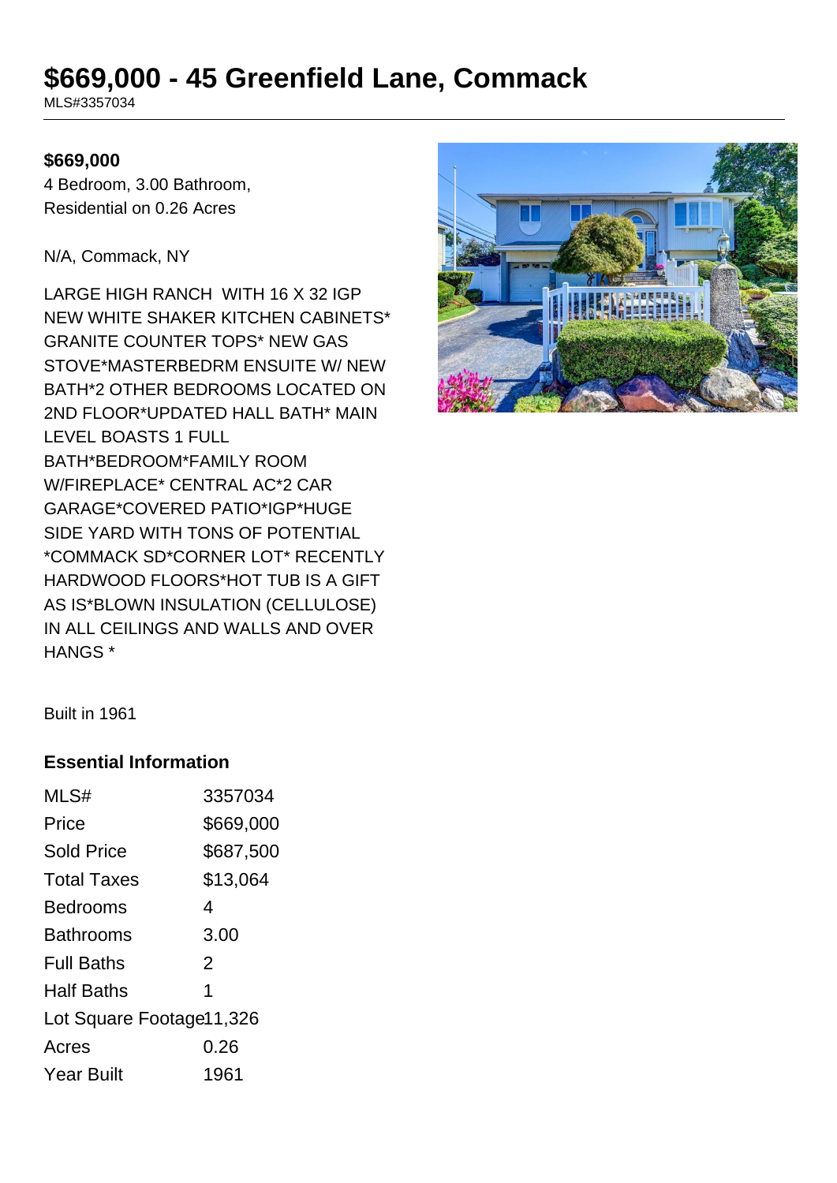# $669,000 - 45 Greenfield Lane, Commack

MLS#3357034

**$669,000**

4 Bedroom, 3.00 Bathroom,
Residential on 0.26 Acres

N/A, Commack, NY

LARGE HIGH RANCH WITH 16 X 32 IGP NEW WHITE SHAKER KITCHEN CABINETS* GRANITE COUNTER TOPS* NEW GAS STOVE*MASTERBEDRM ENSUITE W/ NEW BATH*2 OTHER BEDROOMS LOCATED ON 2ND FLOOR*UPDATED HALL BATH* MAIN LEVEL BOASTS 1 FULL BATH*BEDROOM*FAMILY ROOM W/FIREPLACE* CENTRAL AC*2 CAR GARAGE*COVERED PATIO*IGP*HUGE SIDE YARD WITH TONS OF POTENTIAL *COMMACK SD*CORNER LOT* RECENTLY HARDWOOD FLOORS*HOT TUB IS A GIFT AS IS*BLOWN INSULATION (CELLULOSE) IN ALL CEILINGS AND WALLS AND OVER HANGS *

Built in 1961

### Essential Information

| | |
|---|---|
| MLS# | 3357034 |
| Price | $669,000 |
| Sold Price | $687,500 |
| Total Taxes | $13,064 |
| Bedrooms | 4 |
| Bathrooms | 3.00 |
| Full Baths | 2 |
| Half Baths | 1 |
| Lot Square Footage | 11,326 |
| Acres | 0.26 |
| Year Built | 1961 |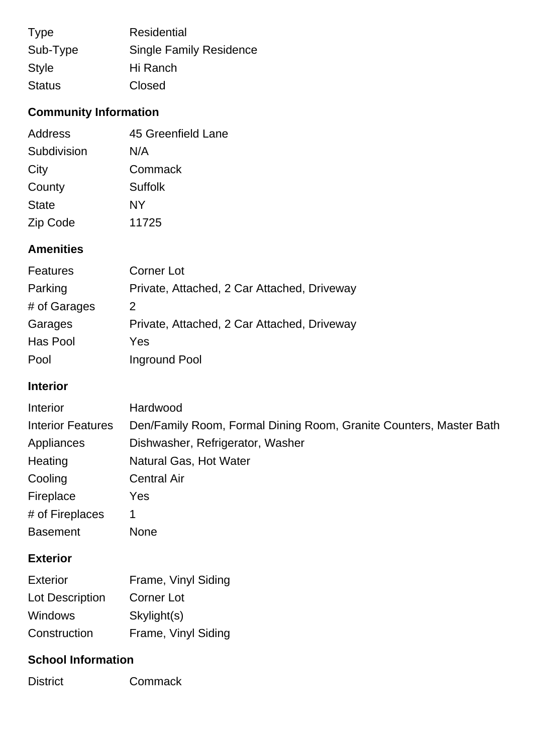| | |
|---|---|
| Type | Residential |
| Sub-Type | Single Family Residence |
| Style | Hi Ranch |
| Status | Closed |

## Community Information

| | |
|---|---|
| Address | 45 Greenfield Lane |
| Subdivision | N/A |
| City | Commack |
| County | Suffolk |
| State | NY |
| Zip Code | 11725 |

## Amenities

| | |
|---|---|
| Features | Corner Lot |
| Parking | Private, Attached, 2 Car Attached, Driveway |
| # of Garages | 2 |
| Garages | Private, Attached, 2 Car Attached, Driveway |
| Has Pool | Yes |
| Pool | Inground Pool |

## Interior

| | |
|---|---|
| Interior | Hardwood |
| Interior Features | Den/Family Room, Formal Dining Room, Granite Counters, Master Bath |
| Appliances | Dishwasher, Refrigerator, Washer |
| Heating | Natural Gas, Hot Water |
| Cooling | Central Air |
| Fireplace | Yes |
| # of Fireplaces | 1 |
| Basement | None |

## Exterior

| | |
|---|---|
| Exterior | Frame, Vinyl Siding |
| Lot Description | Corner Lot |
| Windows | Skylight(s) |
| Construction | Frame, Vinyl Siding |

## School Information

| | |
|---|---|
| District | Commack |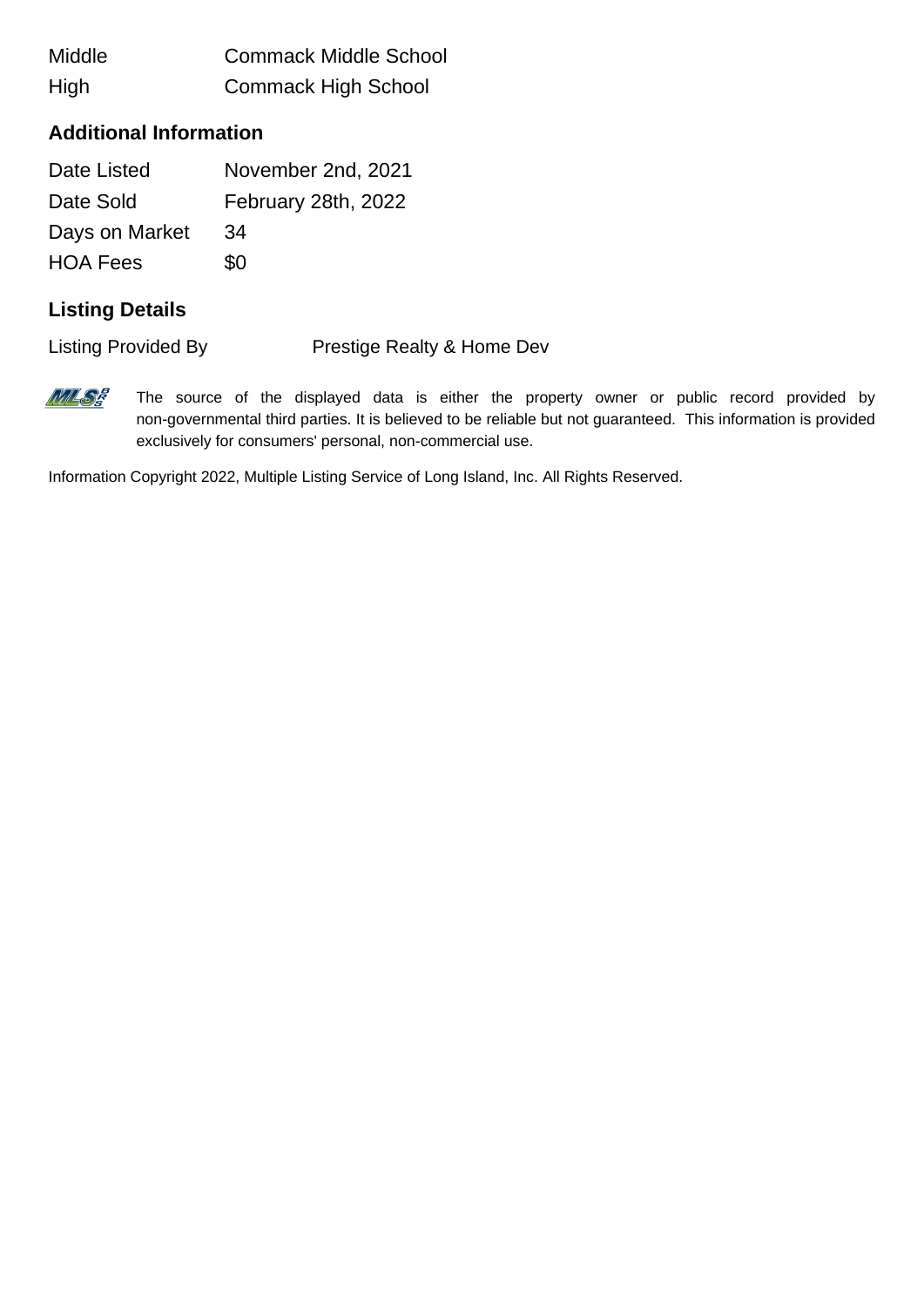| | |
|---|---|
| Middle | Commack Middle School |
| High | Commack High School |

## Additional Information

| | |
|---|---|
| Date Listed | November 2nd, 2021 |
| Date Sold | February 28th, 2022 |
| Days on Market | 34 |
| HOA Fees | $0 |

## Listing Details

| | |
|---|---|
| Listing Provided By | Prestige Realty & Home Dev |

The source of the displayed data is either the property owner or public record provided by non-governmental third parties. It is believed to be reliable but not guaranteed. This information is provided exclusively for consumers' personal, non-commercial use.

Information Copyright 2022, Multiple Listing Service of Long Island, Inc. All Rights Reserved.